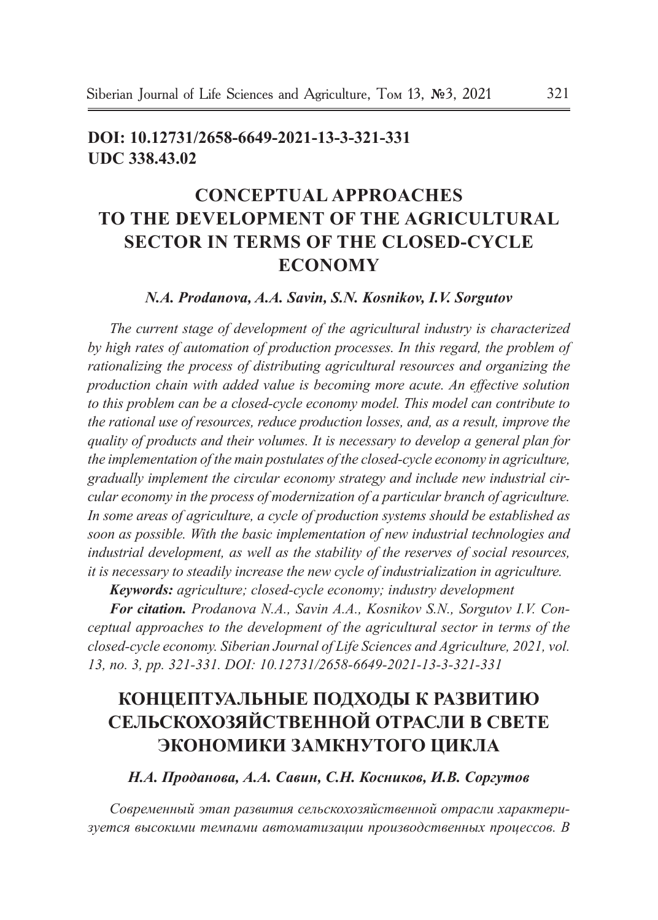**DOI: 10.12731/2658-6649-2021-13-3-321-331**
**UDC 338.43.02**

# CONCEPTUAL APPROACHES TO THE DEVELOPMENT OF THE AGRICULTURAL SECTOR IN TERMS OF THE CLOSED-CYCLE ECONOMY

***N.A. Prodanova, A.A. Savin, S.N. Kosnikov, I.V. Sorgutov***

*The current stage of development of the agricultural industry is characterized by high rates of automation of production processes. In this regard, the problem of rationalizing the process of distributing agricultural resources and organizing the production chain with added value is becoming more acute. An effective solution to this problem can be a closed-cycle economy model. This model can contribute to the rational use of resources, reduce production losses, and, as a result, improve the quality of products and their volumes. It is necessary to develop a general plan for the implementation of the main postulates of the closed-cycle economy in agriculture, gradually implement the circular economy strategy and include new industrial circular economy in the process of modernization of a particular branch of agriculture. In some areas of agriculture, a cycle of production systems should be established as soon as possible. With the basic implementation of new industrial technologies and industrial development, as well as the stability of the reserves of social resources, it is necessary to steadily increase the new cycle of industrialization in agriculture.*

***Keywords:*** *agriculture; closed-cycle economy; industry development*

***For citation.*** *Prodanova N.A., Savin A.A., Kosnikov S.N., Sorgutov I.V. Conceptual approaches to the development of the agricultural sector in terms of the closed-cycle economy. Siberian Journal of Life Sciences and Agriculture, 2021, vol. 13, no. 3, pp. 321-331. DOI: 10.12731/2658-6649-2021-13-3-321-331*

# КОНЦЕПТУАЛЬНЫЕ ПОДХОДЫ К РАЗВИТИЮ СЕЛЬСКОХОЗЯЙСТВЕННОЙ ОТРАСЛИ В СВЕТЕ ЭКОНОМИКИ ЗАМКНУТОГО ЦИКЛА

***Н.А. Проданова, А.А. Савин, С.Н. Косников, И.В. Соргутов***

*Современный этап развития сельскохозяйственной отрасли характеризуется высокими темпами автоматизации производственных процессов. В*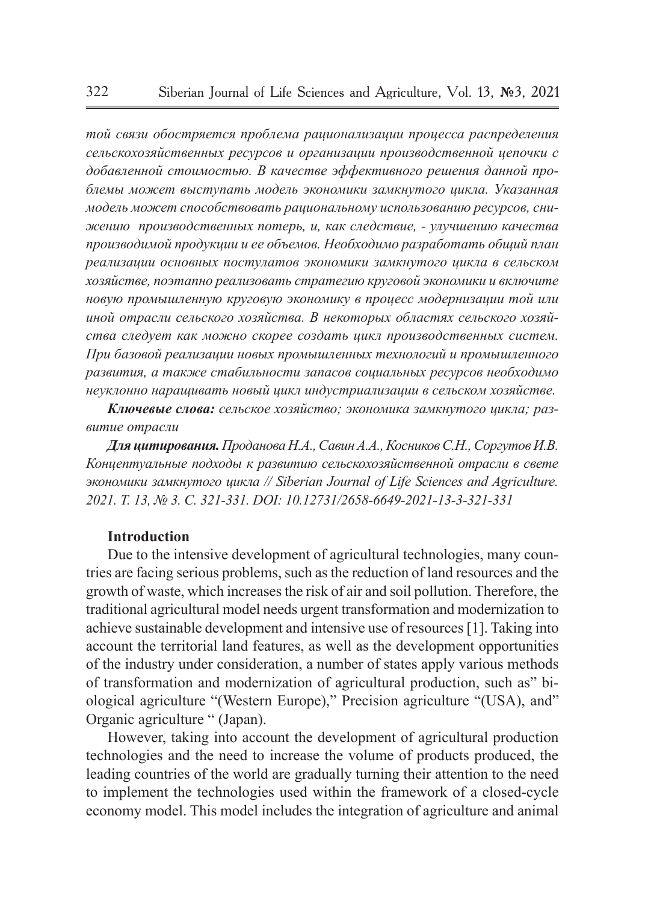*той связи обостряется проблема рационализации процесса распределения сельскохозяйственных ресурсов и организации производственной цепочки с добавленной стоимостью. В качестве эффективного решения данной проблемы может выступать модель экономики замкнутого цикла. Указанная модель может способствовать рациональному использованию ресурсов, снижению производственных потерь, и, как следствие, - улучшению качества производимой продукции и ее объемов. Необходимо разработать общий план реализации основных постулатов экономики замкнутого цикла в сельском хозяйстве, поэтапно реализовать стратегию круговой экономики и включите новую промышленную круговую экономику в процесс модернизации той или иной отрасли сельского хозяйства. В некоторых областях сельского хозяйства следует как можно скорее создать цикл производственных систем. При базовой реализации новых промышленных технологий и промышленного развития, а также стабильности запасов социальных ресурсов необходимо неуклонно наращивать новый цикл индустриализации в сельском хозяйстве.*

***Ключевые слова:*** *сельское хозяйство; экономика замкнутого цикла; развитие отрасли*

***Для цитирования.*** *Проданова Н.А., Савин А.А., Косников С.Н., Соргутов И.В. Концептуальные подходы к развитию сельскохозяйственной отрасли в свете экономики замкнутого цикла // Siberian Journal of Life Sciences and Agriculture. 2021. Т. 13, № 3. С. 321-331. DOI: 10.12731/2658-6649-2021-13-3-321-331*

## Introduction

Due to the intensive development of agricultural technologies, many countries are facing serious problems, such as the reduction of land resources and the growth of waste, which increases the risk of air and soil pollution. Therefore, the traditional agricultural model needs urgent transformation and modernization to achieve sustainable development and intensive use of resources [1]. Taking into account the territorial land features, as well as the development opportunities of the industry under consideration, a number of states apply various methods of transformation and modernization of agricultural production, such as" biological agriculture "(Western Europe)," Precision agriculture "(USA), and" Organic agriculture " (Japan).

However, taking into account the development of agricultural production technologies and the need to increase the volume of products produced, the leading countries of the world are gradually turning their attention to the need to implement the technologies used within the framework of a closed-cycle economy model. This model includes the integration of agriculture and animal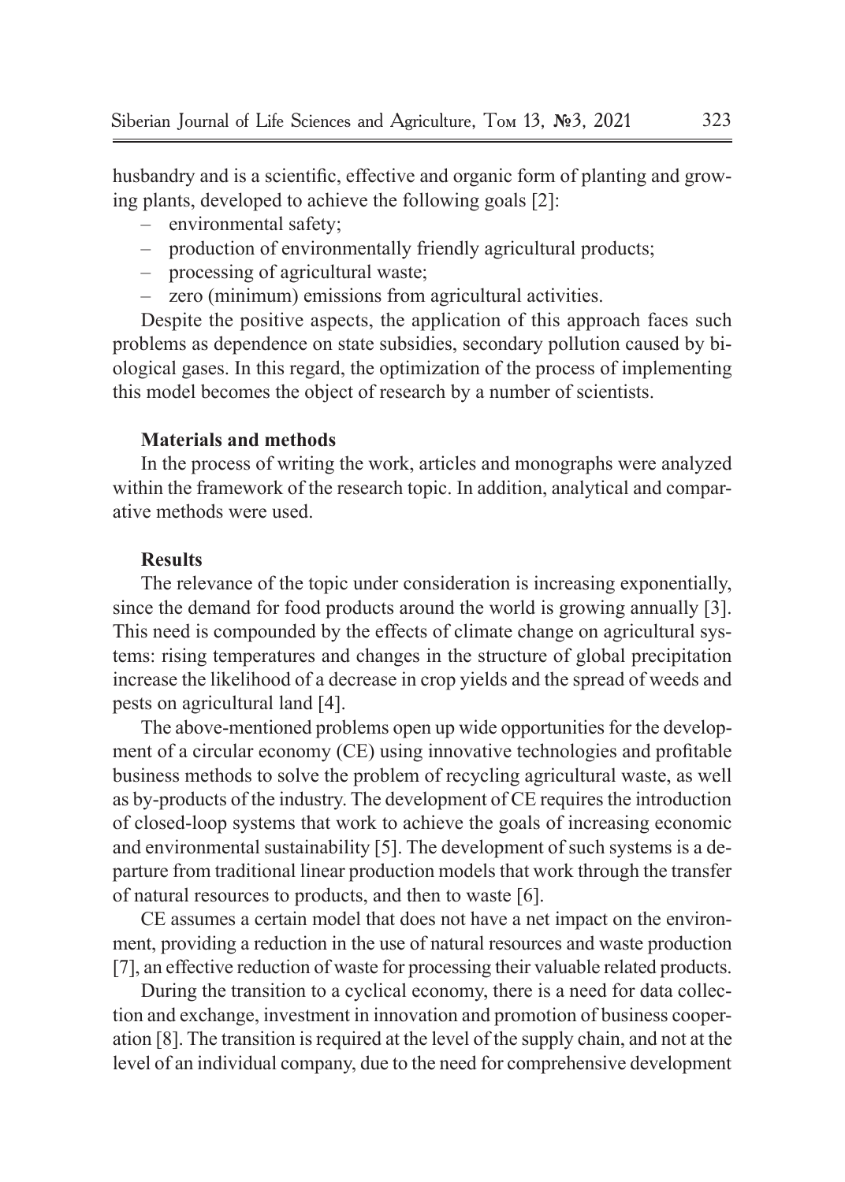husbandry and is a scientific, effective and organic form of planting and growing plants, developed to achieve the following goals [2]:

– environmental safety;
– production of environmentally friendly agricultural products;
– processing of agricultural waste;
– zero (minimum) emissions from agricultural activities.

Despite the positive aspects, the application of this approach faces such problems as dependence on state subsidies, secondary pollution caused by biological gases. In this regard, the optimization of the process of implementing this model becomes the object of research by a number of scientists.

**Materials and methods**

In the process of writing the work, articles and monographs were analyzed within the framework of the research topic. In addition, analytical and comparative methods were used.

**Results**

The relevance of the topic under consideration is increasing exponentially, since the demand for food products around the world is growing annually [3]. This need is compounded by the effects of climate change on agricultural systems: rising temperatures and changes in the structure of global precipitation increase the likelihood of a decrease in crop yields and the spread of weeds and pests on agricultural land [4].

The above-mentioned problems open up wide opportunities for the development of a circular economy (CE) using innovative technologies and profitable business methods to solve the problem of recycling agricultural waste, as well as by-products of the industry. The development of CE requires the introduction of closed-loop systems that work to achieve the goals of increasing economic and environmental sustainability [5]. The development of such systems is a departure from traditional linear production models that work through the transfer of natural resources to products, and then to waste [6].

CE assumes a certain model that does not have a net impact on the environment, providing a reduction in the use of natural resources and waste production [7], an effective reduction of waste for processing their valuable related products.

During the transition to a cyclical economy, there is a need for data collection and exchange, investment in innovation and promotion of business cooperation [8]. The transition is required at the level of the supply chain, and not at the level of an individual company, due to the need for comprehensive development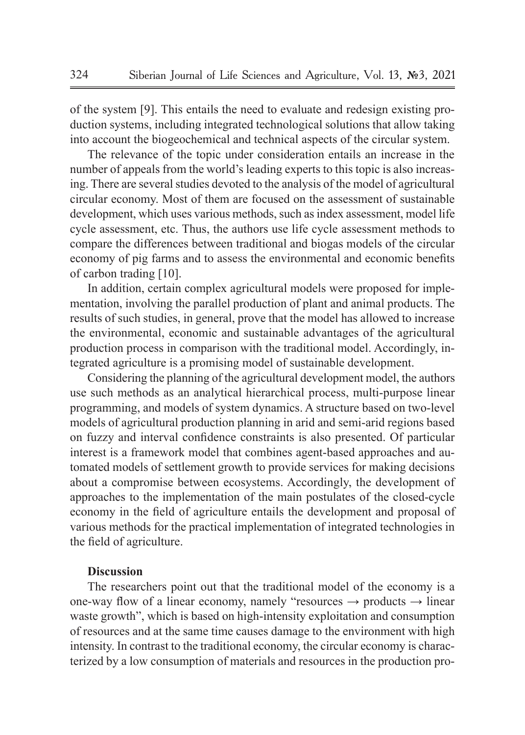of the system [9]. This entails the need to evaluate and redesign existing production systems, including integrated technological solutions that allow taking into account the biogeochemical and technical aspects of the circular system.

The relevance of the topic under consideration entails an increase in the number of appeals from the world's leading experts to this topic is also increasing. There are several studies devoted to the analysis of the model of agricultural circular economy. Most of them are focused on the assessment of sustainable development, which uses various methods, such as index assessment, model life cycle assessment, etc. Thus, the authors use life cycle assessment methods to compare the differences between traditional and biogas models of the circular economy of pig farms and to assess the environmental and economic benefits of carbon trading [10].

In addition, certain complex agricultural models were proposed for implementation, involving the parallel production of plant and animal products. The results of such studies, in general, prove that the model has allowed to increase the environmental, economic and sustainable advantages of the agricultural production process in comparison with the traditional model. Accordingly, integrated agriculture is a promising model of sustainable development.

Considering the planning of the agricultural development model, the authors use such methods as an analytical hierarchical process, multi-purpose linear programming, and models of system dynamics. A structure based on two-level models of agricultural production planning in arid and semi-arid regions based on fuzzy and interval confidence constraints is also presented. Of particular interest is a framework model that combines agent-based approaches and automated models of settlement growth to provide services for making decisions about a compromise between ecosystems. Accordingly, the development of approaches to the implementation of the main postulates of the closed-cycle economy in the field of agriculture entails the development and proposal of various methods for the practical implementation of integrated technologies in the field of agriculture.

## Discussion

The researchers point out that the traditional model of the economy is a one-way flow of a linear economy, namely "resources → products → linear waste growth", which is based on high-intensity exploitation and consumption of resources and at the same time causes damage to the environment with high intensity. In contrast to the traditional economy, the circular economy is characterized by a low consumption of materials and resources in the production pro-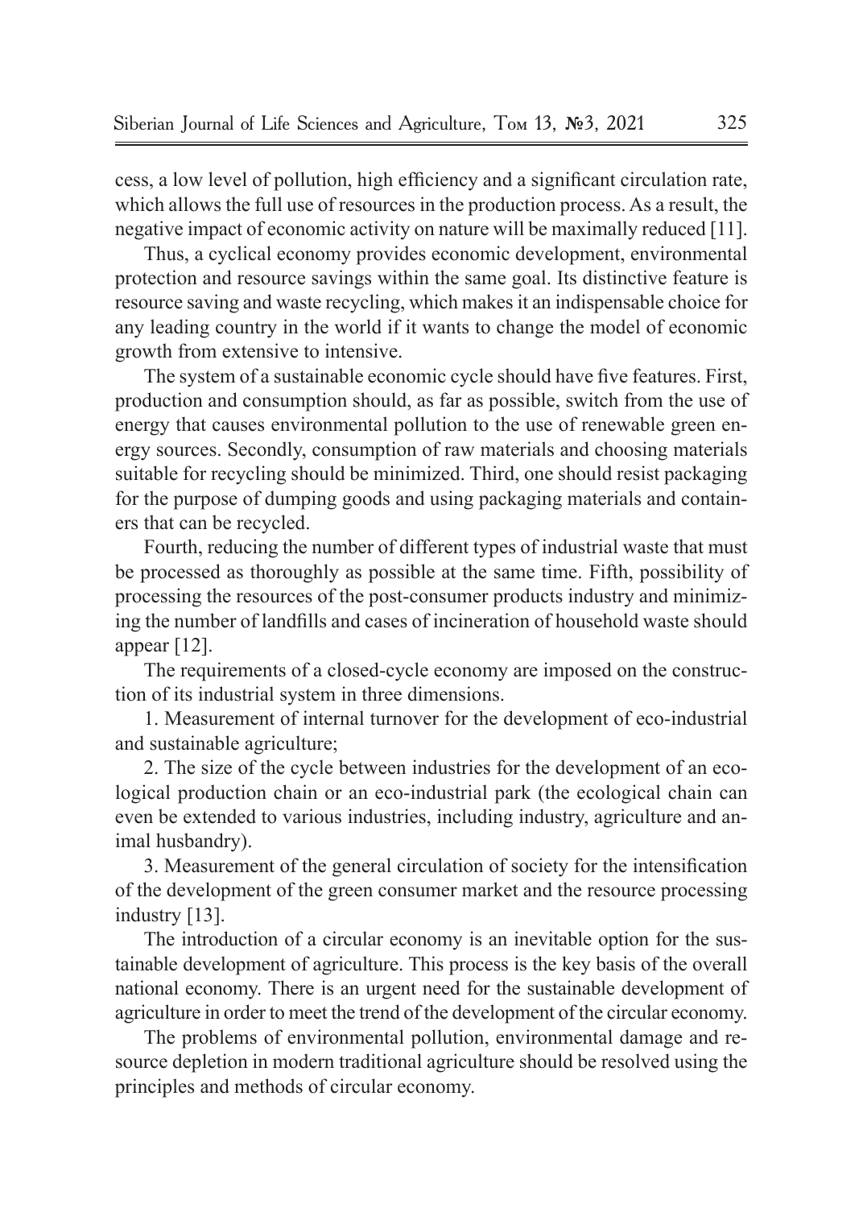cess, a low level of pollution, high efficiency and a significant circulation rate, which allows the full use of resources in the production process. As a result, the negative impact of economic activity on nature will be maximally reduced [11].

Thus, a cyclical economy provides economic development, environmental protection and resource savings within the same goal. Its distinctive feature is resource saving and waste recycling, which makes it an indispensable choice for any leading country in the world if it wants to change the model of economic growth from extensive to intensive.

The system of a sustainable economic cycle should have five features. First, production and consumption should, as far as possible, switch from the use of energy that causes environmental pollution to the use of renewable green energy sources. Secondly, consumption of raw materials and choosing materials suitable for recycling should be minimized. Third, one should resist packaging for the purpose of dumping goods and using packaging materials and containers that can be recycled.

Fourth, reducing the number of different types of industrial waste that must be processed as thoroughly as possible at the same time. Fifth, possibility of processing the resources of the post-consumer products industry and minimizing the number of landfills and cases of incineration of household waste should appear [12].

The requirements of a closed-cycle economy are imposed on the construction of its industrial system in three dimensions.

1. Measurement of internal turnover for the development of eco-industrial and sustainable agriculture;

2. The size of the cycle between industries for the development of an ecological production chain or an eco-industrial park (the ecological chain can even be extended to various industries, including industry, agriculture and animal husbandry).

3. Measurement of the general circulation of society for the intensification of the development of the green consumer market and the resource processing industry [13].

The introduction of a circular economy is an inevitable option for the sustainable development of agriculture. This process is the key basis of the overall national economy. There is an urgent need for the sustainable development of agriculture in order to meet the trend of the development of the circular economy.

The problems of environmental pollution, environmental damage and resource depletion in modern traditional agriculture should be resolved using the principles and methods of circular economy.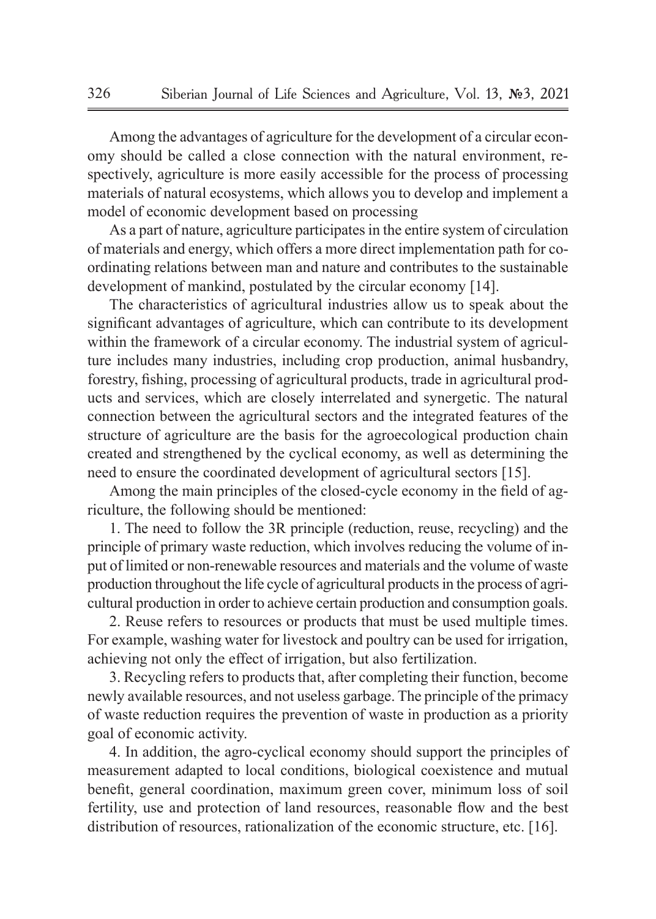Among the advantages of agriculture for the development of a circular economy should be called a close connection with the natural environment, respectively, agriculture is more easily accessible for the process of processing materials of natural ecosystems, which allows you to develop and implement a model of economic development based on processing

As a part of nature, agriculture participates in the entire system of circulation of materials and energy, which offers a more direct implementation path for coordinating relations between man and nature and contributes to the sustainable development of mankind, postulated by the circular economy [14].

The characteristics of agricultural industries allow us to speak about the significant advantages of agriculture, which can contribute to its development within the framework of a circular economy. The industrial system of agriculture includes many industries, including crop production, animal husbandry, forestry, fishing, processing of agricultural products, trade in agricultural products and services, which are closely interrelated and synergetic. The natural connection between the agricultural sectors and the integrated features of the structure of agriculture are the basis for the agroecological production chain created and strengthened by the cyclical economy, as well as determining the need to ensure the coordinated development of agricultural sectors [15].

Among the main principles of the closed-cycle economy in the field of agriculture, the following should be mentioned:

1. The need to follow the 3R principle (reduction, reuse, recycling) and the principle of primary waste reduction, which involves reducing the volume of input of limited or non-renewable resources and materials and the volume of waste production throughout the life cycle of agricultural products in the process of agricultural production in order to achieve certain production and consumption goals.

2. Reuse refers to resources or products that must be used multiple times. For example, washing water for livestock and poultry can be used for irrigation, achieving not only the effect of irrigation, but also fertilization.

3. Recycling refers to products that, after completing their function, become newly available resources, and not useless garbage. The principle of the primacy of waste reduction requires the prevention of waste in production as a priority goal of economic activity.

4. In addition, the agro-cyclical economy should support the principles of measurement adapted to local conditions, biological coexistence and mutual benefit, general coordination, maximum green cover, minimum loss of soil fertility, use and protection of land resources, reasonable flow and the best distribution of resources, rationalization of the economic structure, etc. [16].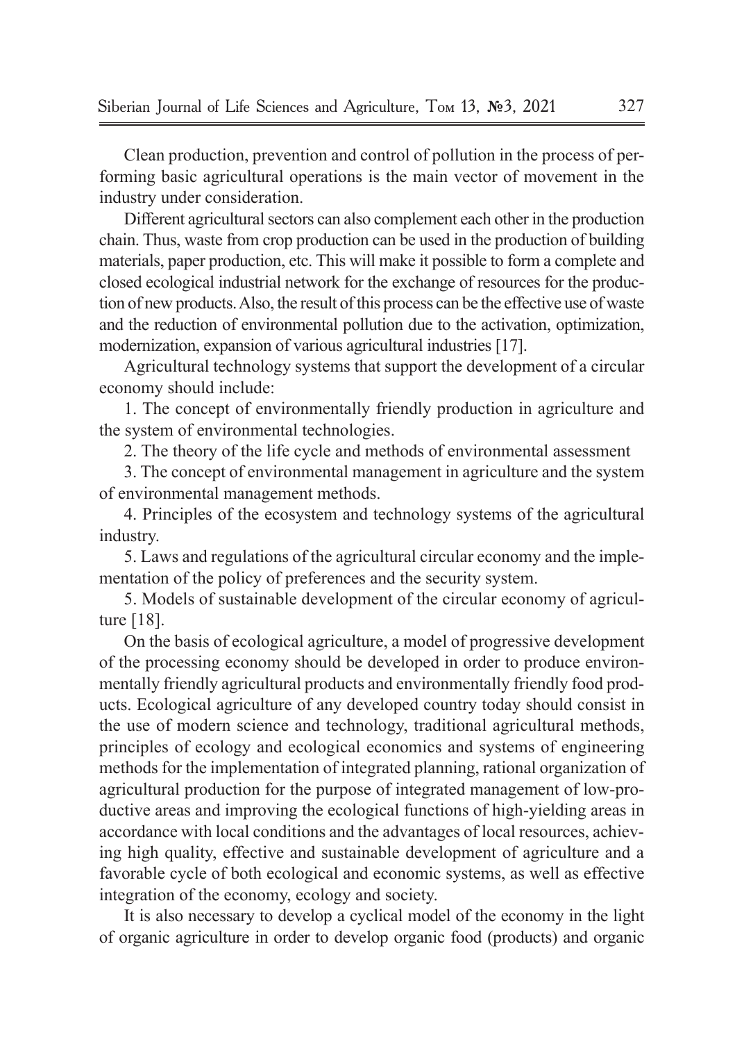Clean production, prevention and control of pollution in the process of performing basic agricultural operations is the main vector of movement in the industry under consideration.

Different agricultural sectors can also complement each other in the production chain. Thus, waste from crop production can be used in the production of building materials, paper production, etc. This will make it possible to form a complete and closed ecological industrial network for the exchange of resources for the production of new products. Also, the result of this process can be the effective use of waste and the reduction of environmental pollution due to the activation, optimization, modernization, expansion of various agricultural industries [17].

Agricultural technology systems that support the development of a circular economy should include:

1. The concept of environmentally friendly production in agriculture and the system of environmental technologies.

2. The theory of the life cycle and methods of environmental assessment

3. The concept of environmental management in agriculture and the system of environmental management methods.

4. Principles of the ecosystem and technology systems of the agricultural industry.

5. Laws and regulations of the agricultural circular economy and the implementation of the policy of preferences and the security system.

5. Models of sustainable development of the circular economy of agriculture [18].

On the basis of ecological agriculture, a model of progressive development of the processing economy should be developed in order to produce environmentally friendly agricultural products and environmentally friendly food products. Ecological agriculture of any developed country today should consist in the use of modern science and technology, traditional agricultural methods, principles of ecology and ecological economics and systems of engineering methods for the implementation of integrated planning, rational organization of agricultural production for the purpose of integrated management of low-productive areas and improving the ecological functions of high-yielding areas in accordance with local conditions and the advantages of local resources, achieving high quality, effective and sustainable development of agriculture and a favorable cycle of both ecological and economic systems, as well as effective integration of the economy, ecology and society.

It is also necessary to develop a cyclical model of the economy in the light of organic agriculture in order to develop organic food (products) and organic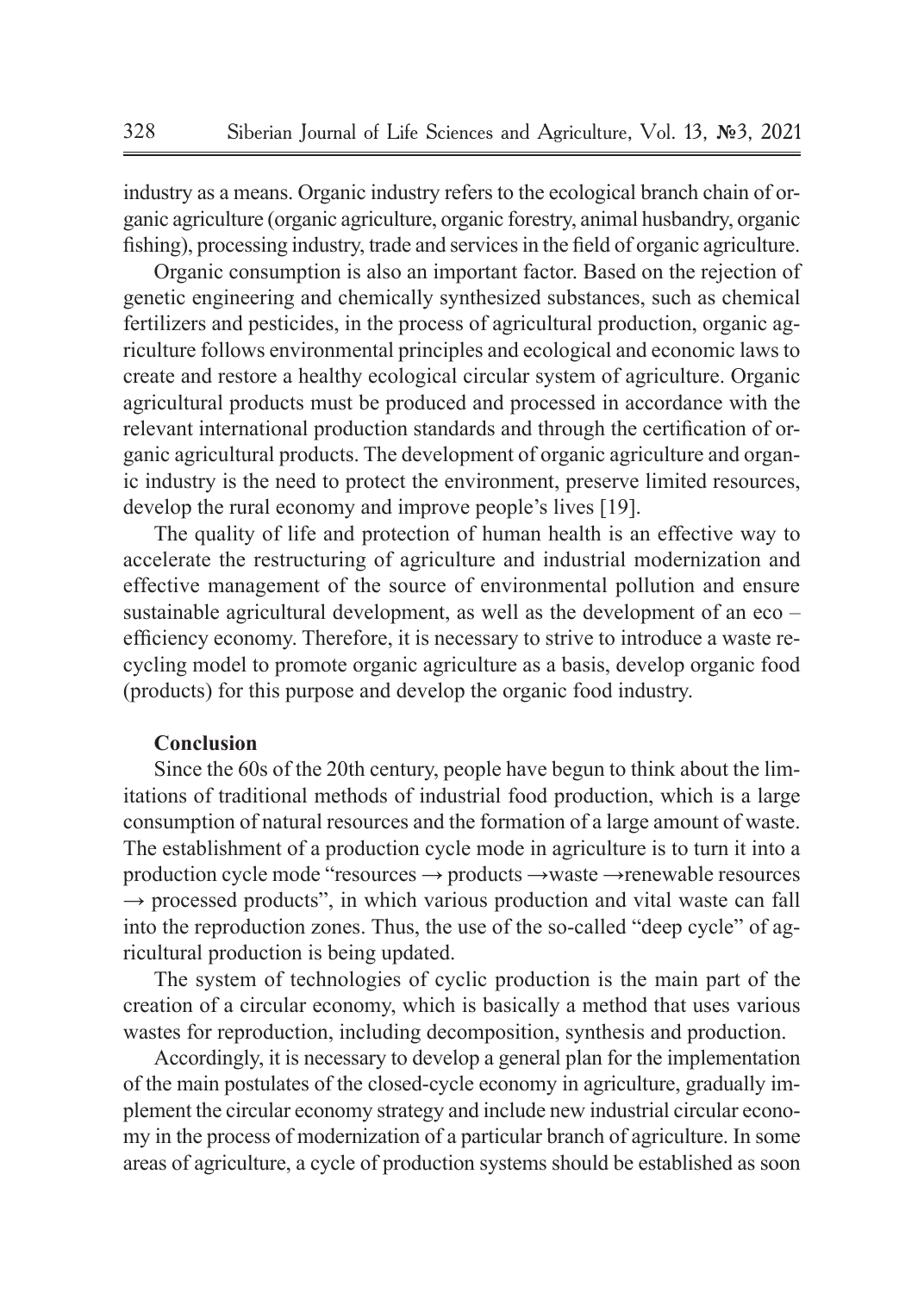industry as a means. Organic industry refers to the ecological branch chain of organic agriculture (organic agriculture, organic forestry, animal husbandry, organic fishing), processing industry, trade and services in the field of organic agriculture.

Organic consumption is also an important factor. Based on the rejection of genetic engineering and chemically synthesized substances, such as chemical fertilizers and pesticides, in the process of agricultural production, organic agriculture follows environmental principles and ecological and economic laws to create and restore a healthy ecological circular system of agriculture. Organic agricultural products must be produced and processed in accordance with the relevant international production standards and through the certification of organic agricultural products. The development of organic agriculture and organic industry is the need to protect the environment, preserve limited resources, develop the rural economy and improve people's lives [19].

The quality of life and protection of human health is an effective way to accelerate the restructuring of agriculture and industrial modernization and effective management of the source of environmental pollution and ensure sustainable agricultural development, as well as the development of an eco – efficiency economy. Therefore, it is necessary to strive to introduce a waste recycling model to promote organic agriculture as a basis, develop organic food (products) for this purpose and develop the organic food industry.

**Conclusion**

Since the 60s of the 20th century, people have begun to think about the limitations of traditional methods of industrial food production, which is a large consumption of natural resources and the formation of a large amount of waste. The establishment of a production cycle mode in agriculture is to turn it into a production cycle mode "resources → products →waste →renewable resources → processed products", in which various production and vital waste can fall into the reproduction zones. Thus, the use of the so-called "deep cycle" of agricultural production is being updated.

The system of technologies of cyclic production is the main part of the creation of a circular economy, which is basically a method that uses various wastes for reproduction, including decomposition, synthesis and production.

Accordingly, it is necessary to develop a general plan for the implementation of the main postulates of the closed-cycle economy in agriculture, gradually implement the circular economy strategy and include new industrial circular economy in the process of modernization of a particular branch of agriculture. In some areas of agriculture, a cycle of production systems should be established as soon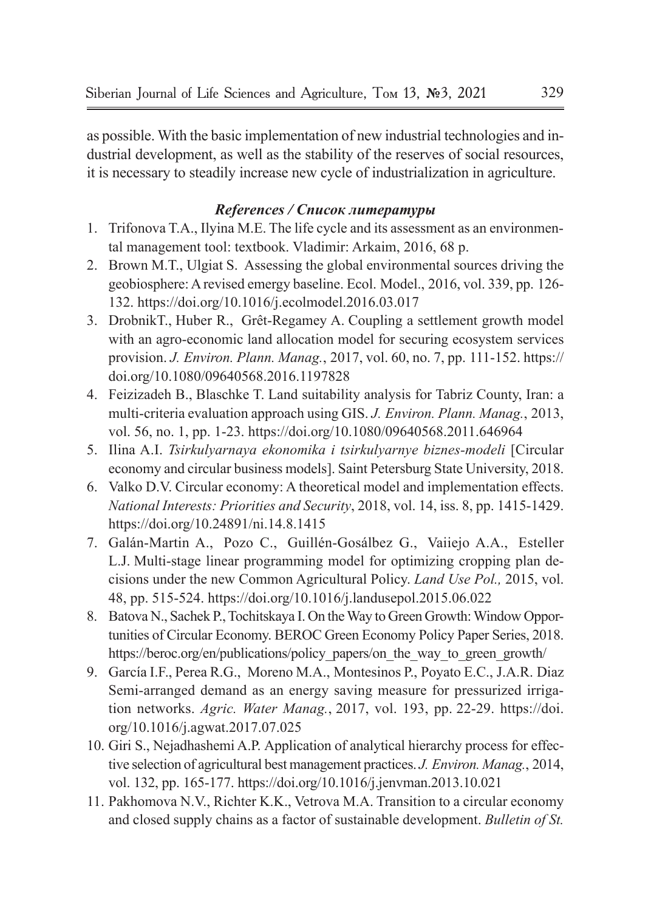as possible. With the basic implementation of new industrial technologies and industrial development, as well as the stability of the reserves of social resources, it is necessary to steadily increase new cycle of industrialization in agriculture.

### *References / Список литературы*

1. Trifonova T.A., Ilyina M.E. The life cycle and its assessment as an environmental management tool: textbook. Vladimir: Arkaim, 2016, 68 p.
2. Brown M.T., Ulgiat S. Assessing the global environmental sources driving the geobiosphere: A revised emergy baseline. Ecol. Model., 2016, vol. 339, pp. 126-132. https://doi.org/10.1016/j.ecolmodel.2016.03.017
3. DrobnikT., Huber R., Grêt-Regamey A. Coupling a settlement growth model with an agro-economic land allocation model for securing ecosystem services provision. *J. Environ. Plann. Manag.*, 2017, vol. 60, no. 7, pp. 111-152. https://doi.org/10.1080/09640568.2016.1197828
4. Feizizadeh B., Blaschke T. Land suitability analysis for Tabriz County, Iran: a multi-criteria evaluation approach using GIS. *J. Environ. Plann. Manag.*, 2013, vol. 56, no. 1, pp. 1-23. https://doi.org/10.1080/09640568.2011.646964
5. Ilina A.I. *Tsirkulyarnaya ekonomika i tsirkulyarnye biznes-modeli* [Circular economy and circular business models]. Saint Petersburg State University, 2018.
6. Valko D.V. Circular economy: A theoretical model and implementation effects. *National Interests: Priorities and Security*, 2018, vol. 14, iss. 8, pp. 1415-1429. https://doi.org/10.24891/ni.14.8.1415
7. Galán-Martin A., Pozo C., Guillén-Gosálbez G., Vaiiejo A.A., Esteller L.J. Multi-stage linear programming model for optimizing cropping plan decisions under the new Common Agricultural Policy. *Land Use Pol.,* 2015, vol. 48, pp. 515-524. https://doi.org/10.1016/j.landusepol.2015.06.022
8. Batova N., Sachek P., Tochitskaya I. On the Way to Green Growth: Window Opportunities of Circular Economy. BEROC Green Economy Policy Paper Series, 2018. https://beroc.org/en/publications/policy_papers/on_the_way_to_green_growth/
9. García I.F., Perea R.G., Moreno M.A., Montesinos P., Poyato E.C., J.A.R. Diaz Semi-arranged demand as an energy saving measure for pressurized irrigation networks. *Agric. Water Manag.*, 2017, vol. 193, pp. 22-29. https://doi.org/10.1016/j.agwat.2017.07.025
10. Giri S., Nejadhashemi A.P. Application of analytical hierarchy process for effective selection of agricultural best management practices. *J. Environ. Manag.*, 2014, vol. 132, pp. 165-177. https://doi.org/10.1016/j.jenvman.2013.10.021
11. Pakhomova N.V., Richter K.K., Vetrova M.A. Transition to a circular economy and closed supply chains as a factor of sustainable development. *Bulletin of St.*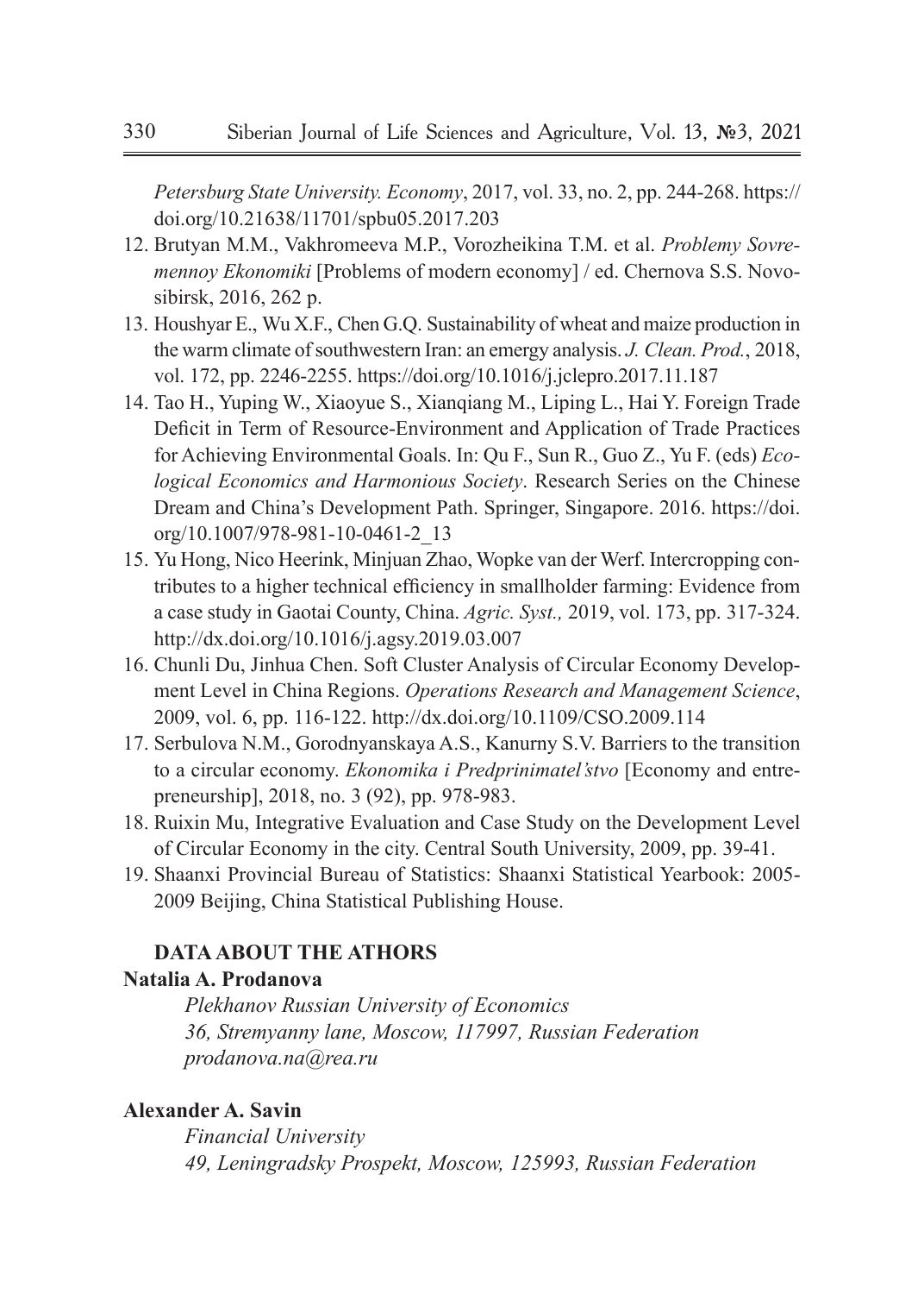*Petersburg State University. Economy*, 2017, vol. 33, no. 2, pp. 244-268. https://doi.org/10.21638/11701/spbu05.2017.203

12. Brutyan M.M., Vakhromeeva M.P., Vorozheikina T.M. et al. *Problemy Sovremennoy Ekonomiki* [Problems of modern economy] / ed. Chernova S.S. Novosibirsk, 2016, 262 p.
13. Houshyar E., Wu X.F., Chen G.Q. Sustainability of wheat and maize production in the warm climate of southwestern Iran: an emergy analysis. *J. Clean. Prod.*, 2018, vol. 172, pp. 2246-2255. https://doi.org/10.1016/j.jclepro.2017.11.187
14. Tao H., Yuping W., Xiaoyue S., Xianqiang M., Liping L., Hai Y. Foreign Trade Deficit in Term of Resource-Environment and Application of Trade Practices for Achieving Environmental Goals. In: Qu F., Sun R., Guo Z., Yu F. (eds) *Ecological Economics and Harmonious Society*. Research Series on the Chinese Dream and China's Development Path. Springer, Singapore. 2016. https://doi.org/10.1007/978-981-10-0461-2_13
15. Yu Hong, Nico Heerink, Minjuan Zhao, Wopke van der Werf. Intercropping contributes to a higher technical efficiency in smallholder farming: Evidence from a case study in Gaotai County, China. *Agric. Syst.,* 2019, vol. 173, pp. 317-324. http://dx.doi.org/10.1016/j.agsy.2019.03.007
16. Chunli Du, Jinhua Chen. Soft Cluster Analysis of Circular Economy Development Level in China Regions. *Operations Research and Management Science*, 2009, vol. 6, pp. 116-122. http://dx.doi.org/10.1109/CSO.2009.114
17. Serbulova N.M., Gorodnyanskaya A.S., Kanurny S.V. Barriers to the transition to a circular economy. *Ekonomika i Predprinimatel'stvo* [Economy and entrepreneurship], 2018, no. 3 (92), pp. 978-983.
18. Ruixin Mu, Integrative Evaluation and Case Study on the Development Level of Circular Economy in the city. Central South University, 2009, pp. 39-41.
19. Shaanxi Provincial Bureau of Statistics: Shaanxi Statistical Yearbook: 2005-2009 Beijing, China Statistical Publishing House.

## DATA ABOUT THE ATHORS

**Natalia A. Prodanova**

*Plekhanov Russian University of Economics*
*36, Stremyanny lane, Moscow, 117997, Russian Federation*
*prodanova.na@rea.ru*

**Alexander A. Savin**

*Financial University*
*49, Leningradsky Prospekt, Moscow, 125993, Russian Federation*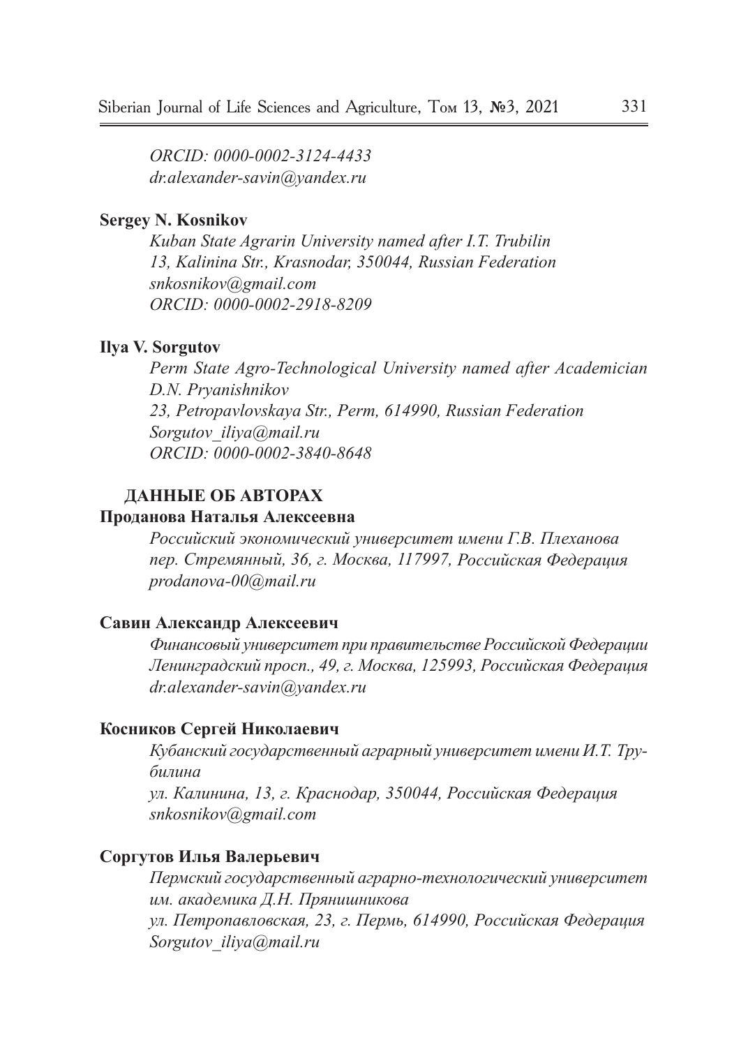*ORCID: 0000-0002-3124-4433*
*dr.alexander-savin@yandex.ru*

**Sergey N. Kosnikov**

*Kuban State Agrarin University named after I.T. Trubilin*
*13, Kalinina Str., Krasnodar, 350044, Russian Federation*
*snkosnikov@gmail.com*
*ORCID: 0000-0002-2918-8209*

**Ilya V. Sorgutov**

*Perm State Agro-Technological University named after Academician D.N. Pryanishnikov*
*23, Petropavlovskaya Str., Perm, 614990, Russian Federation*
*Sorgutov_iliya@mail.ru*
*ORCID: 0000-0002-3840-8648*

## ДАННЫЕ ОБ АВТОРАХ

**Проданова Наталья Алексеевна**

*Российский экономический университет имени Г.В. Плеханова*
*пер. Стремянный, 36, г. Москва, 117997, Российская Федерация*
*prodanova-00@mail.ru*

**Савин Александр Алексеевич**

*Финансовый университет при правительстве Российской Федерации*
*Ленинградский просп., 49, г. Москва, 125993, Российская Федерация*
*dr.alexander-savin@yandex.ru*

**Косников Сергей Николаевич**

*Кубанский государственный аграрный университет имени И.Т. Трубилина*
*ул. Калинина, 13, г. Краснодар, 350044, Российская Федерация*
*snkosnikov@gmail.com*

**Соргутов Илья Валерьевич**

*Пермский государственный аграрно-технологический университет им. академика Д.Н. Прянишникова*
*ул. Петропавловская, 23, г. Пермь, 614990, Российская Федерация*
*Sorgutov_iliya@mail.ru*